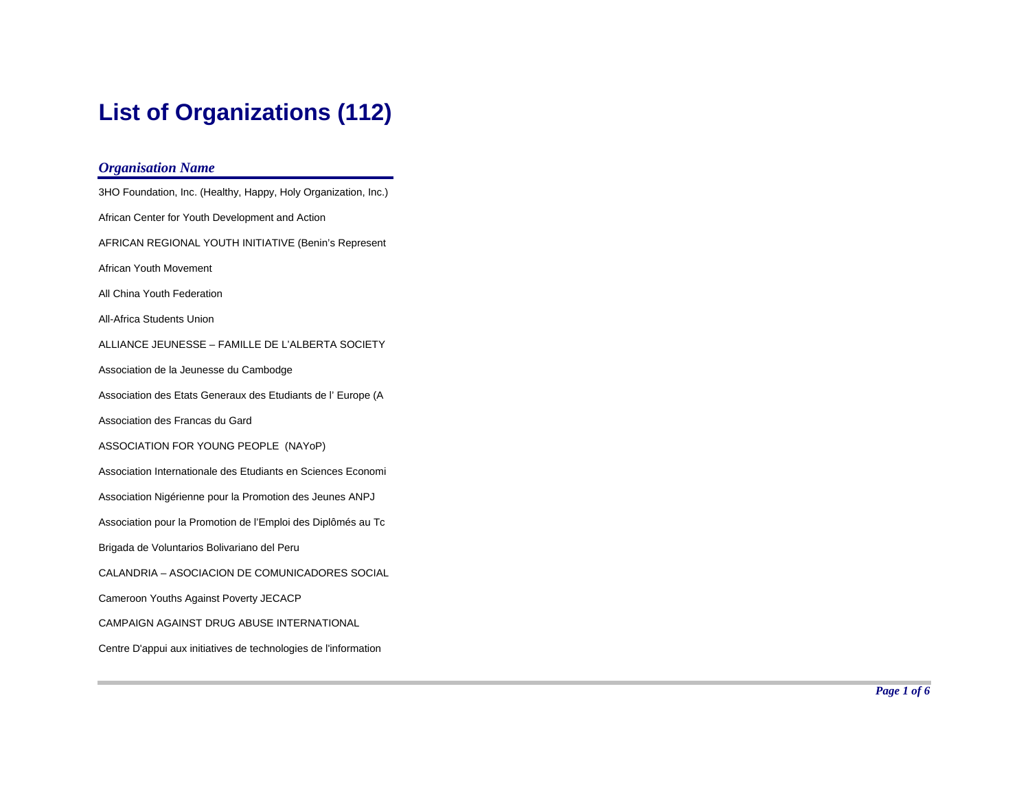# List of Organizations (112)

| *Organisation Name* |
|---|
| 3HO Foundation, Inc. (Healthy, Happy, Holy Organization, Inc.) |
| African Center for Youth Development and Action |
| AFRICAN REGIONAL YOUTH INITIATIVE (Benin's Represent |
| African Youth Movement |
| All China Youth Federation |
| All-Africa Students Union |
| ALLIANCE JEUNESSE – FAMILLE DE L'ALBERTA SOCIETY |
| Association de la Jeunesse du Cambodge |
| Association des Etats Generaux des Etudiants de l' Europe (A |
| Association des Francas du Gard |
| ASSOCIATION FOR YOUNG PEOPLE (NAYoP) |
| Association Internationale des Etudiants en Sciences Economi |
| Association Nigérienne pour la Promotion des Jeunes ANPJ |
| Association pour la Promotion de l'Emploi des Diplômés au Tc |
| Brigada de Voluntarios Bolivariano del Peru |
| CALANDRIA – ASOCIACION DE COMUNICADORES SOCIAL |
| Cameroon Youths Against Poverty JECACP |
| CAMPAIGN AGAINST DRUG ABUSE INTERNATIONAL |
| Centre D'appui aux initiatives de technologies de l'information |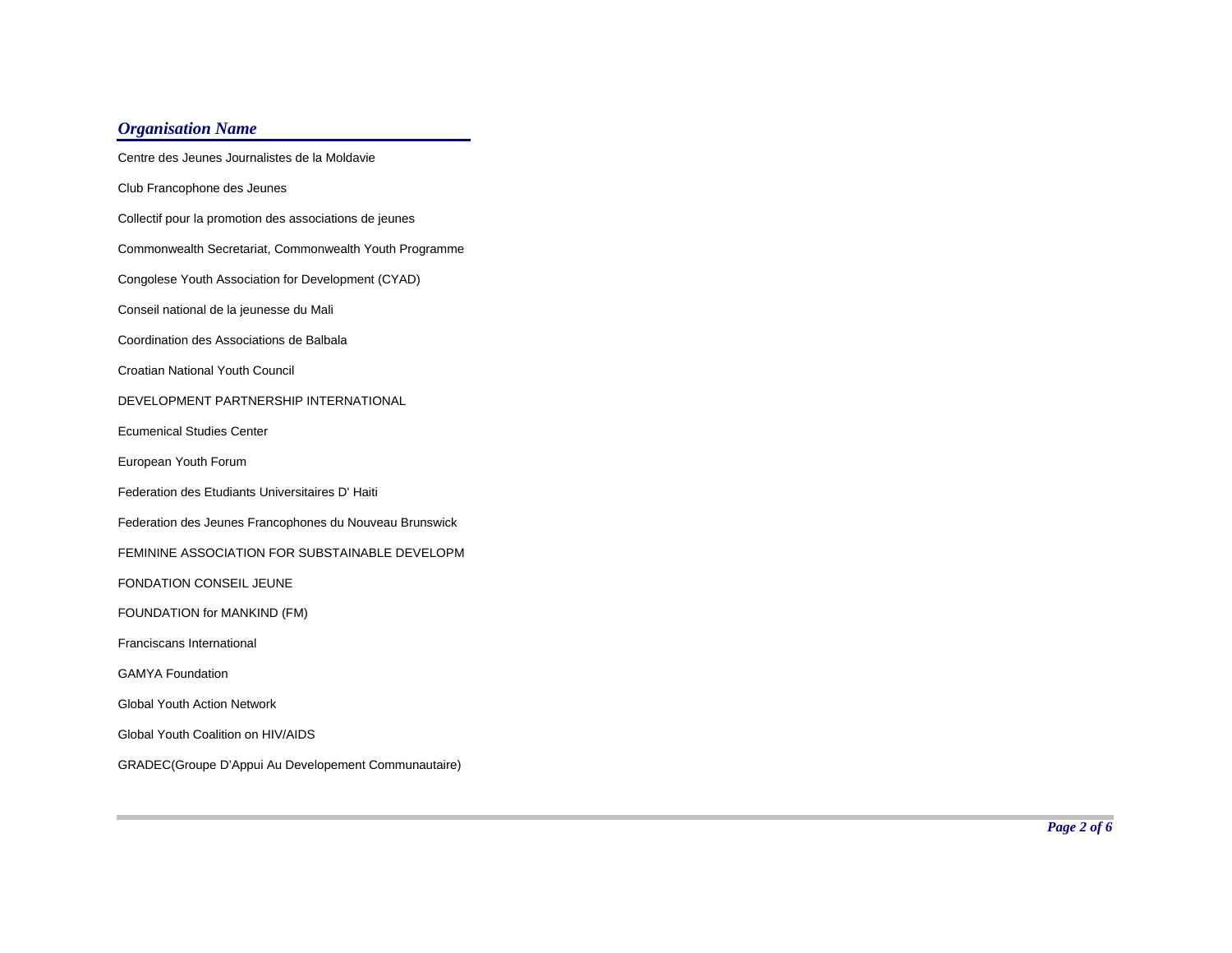| *Organisation Name* |
|---|
| Centre des Jeunes Journalistes de la Moldavie |
| Club Francophone des Jeunes |
| Collectif pour la promotion des associations de jeunes |
| Commonwealth Secretariat, Commonwealth Youth Programme |
| Congolese Youth Association for Development (CYAD) |
| Conseil national de la jeunesse du Mali |
| Coordination des Associations de Balbala |
| Croatian National Youth Council |
| DEVELOPMENT PARTNERSHIP INTERNATIONAL |
| Ecumenical Studies Center |
| European Youth Forum |
| Federation des Etudiants Universitaires D' Haiti |
| Federation des Jeunes Francophones du Nouveau Brunswick |
| FEMININE ASSOCIATION FOR SUBSTAINABLE DEVELOPM |
| FONDATION CONSEIL JEUNE |
| FOUNDATION for MANKIND (FM) |
| Franciscans International |
| GAMYA Foundation |
| Global Youth Action Network |
| Global Youth Coalition on HIV/AIDS |
| GRADEC(Groupe D'Appui Au Developement Communautaire) |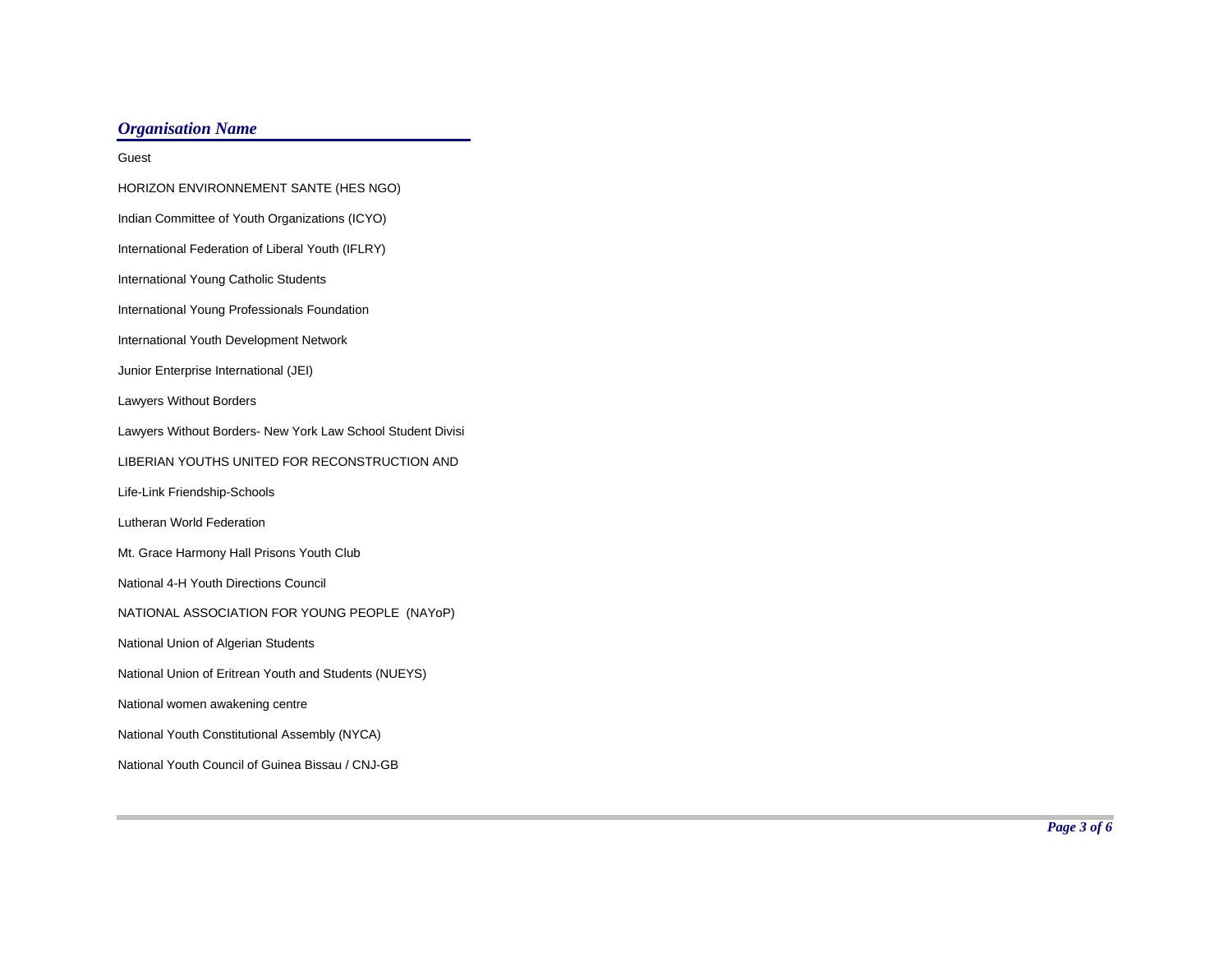| *Organisation Name* |
|---|
| Guest |
| HORIZON ENVIRONNEMENT SANTE (HES NGO) |
| Indian Committee of Youth Organizations (ICYO) |
| International Federation of Liberal Youth (IFLRY) |
| International Young Catholic Students |
| International Young Professionals Foundation |
| International Youth Development Network |
| Junior Enterprise International (JEI) |
| Lawyers Without Borders |
| Lawyers Without Borders- New York Law School Student Divisi |
| LIBERIAN YOUTHS UNITED FOR RECONSTRUCTION AND |
| Life-Link Friendship-Schools |
| Lutheran World Federation |
| Mt. Grace Harmony Hall Prisons Youth Club |
| National 4-H Youth Directions Council |
| NATIONAL ASSOCIATION FOR YOUNG PEOPLE (NAYoP) |
| National Union of Algerian Students |
| National Union of Eritrean Youth and Students (NUEYS) |
| National women awakening centre |
| National Youth Constitutional Assembly (NYCA) |
| National Youth Council of Guinea Bissau / CNJ-GB |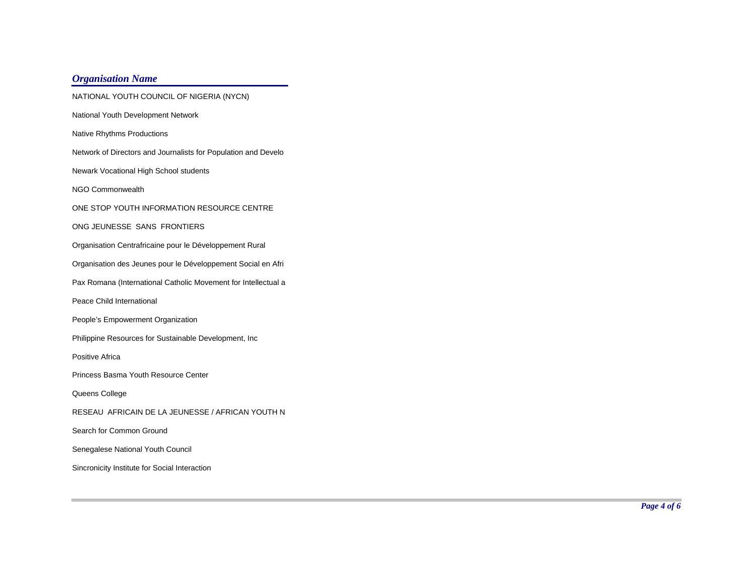| *Organisation Name* |
|---|
| NATIONAL YOUTH COUNCIL OF NIGERIA (NYCN) |
| National Youth Development Network |
| Native Rhythms Productions |
| Network of Directors and Journalists for Population and Develo |
| Newark Vocational High School students |
| NGO Commonwealth |
| ONE STOP YOUTH INFORMATION RESOURCE CENTRE |
| ONG JEUNESSE  SANS  FRONTIERS |
| Organisation Centrafricaine pour le Développement Rural |
| Organisation des Jeunes pour le Développement Social en Afri |
| Pax Romana (International Catholic Movement for Intellectual a |
| Peace Child International |
| People’s Empowerment Organization |
| Philippine Resources for Sustainable Development, Inc |
| Positive Africa |
| Princess Basma Youth Resource Center |
| Queens College |
| RESEAU  AFRICAIN DE LA JEUNESSE / AFRICAN YOUTH N |
| Search for Common Ground |
| Senegalese National Youth Council |
| Sincronicity Institute for Social Interaction |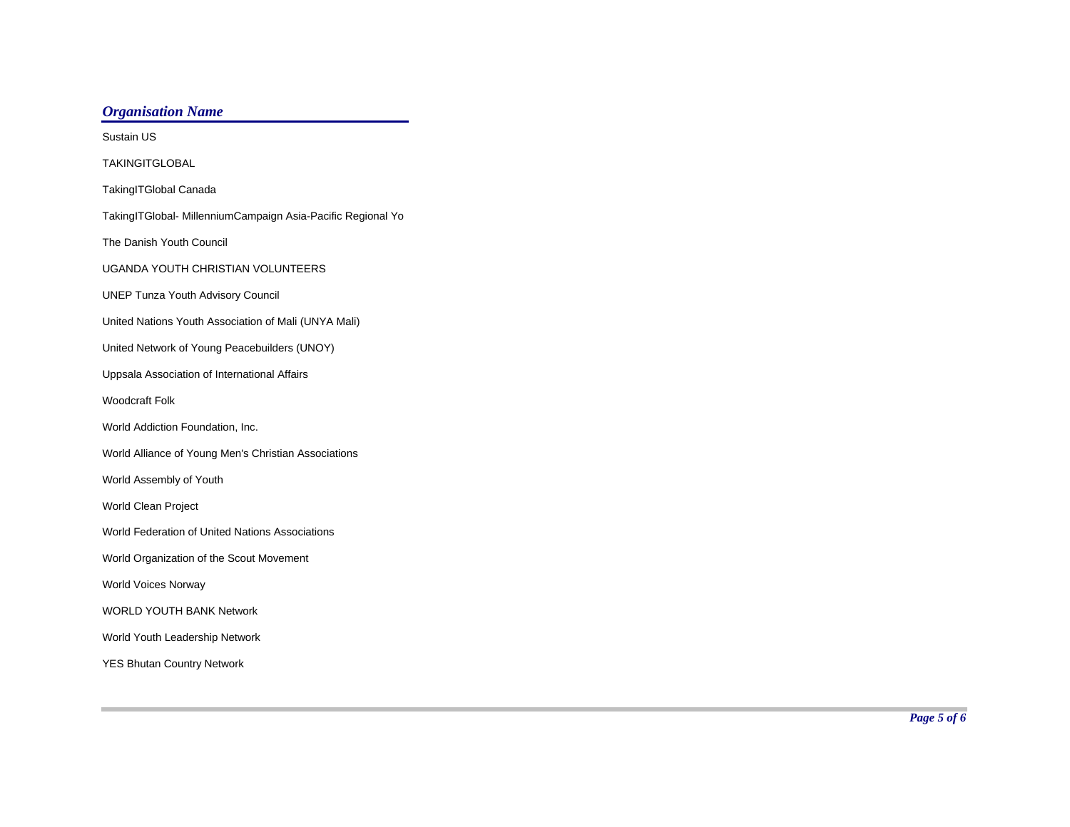| *Organisation Name* |
| --- |
| Sustain US |
| TAKINGITGLOBAL |
| TakingITGlobal Canada |
| TakingITGlobal- MillenniumCampaign Asia-Pacific Regional Yo |
| The Danish Youth Council |
| UGANDA YOUTH CHRISTIAN VOLUNTEERS |
| UNEP Tunza Youth Advisory Council |
| United Nations Youth Association of Mali (UNYA Mali) |
| United Network of Young Peacebuilders (UNOY) |
| Uppsala Association of International Affairs |
| Woodcraft Folk |
| World Addiction Foundation, Inc. |
| World Alliance of Young Men's Christian Associations |
| World Assembly of Youth |
| World Clean Project |
| World Federation of United Nations Associations |
| World Organization of the Scout Movement |
| World Voices Norway |
| WORLD YOUTH BANK Network |
| World Youth Leadership Network |
| YES Bhutan Country Network |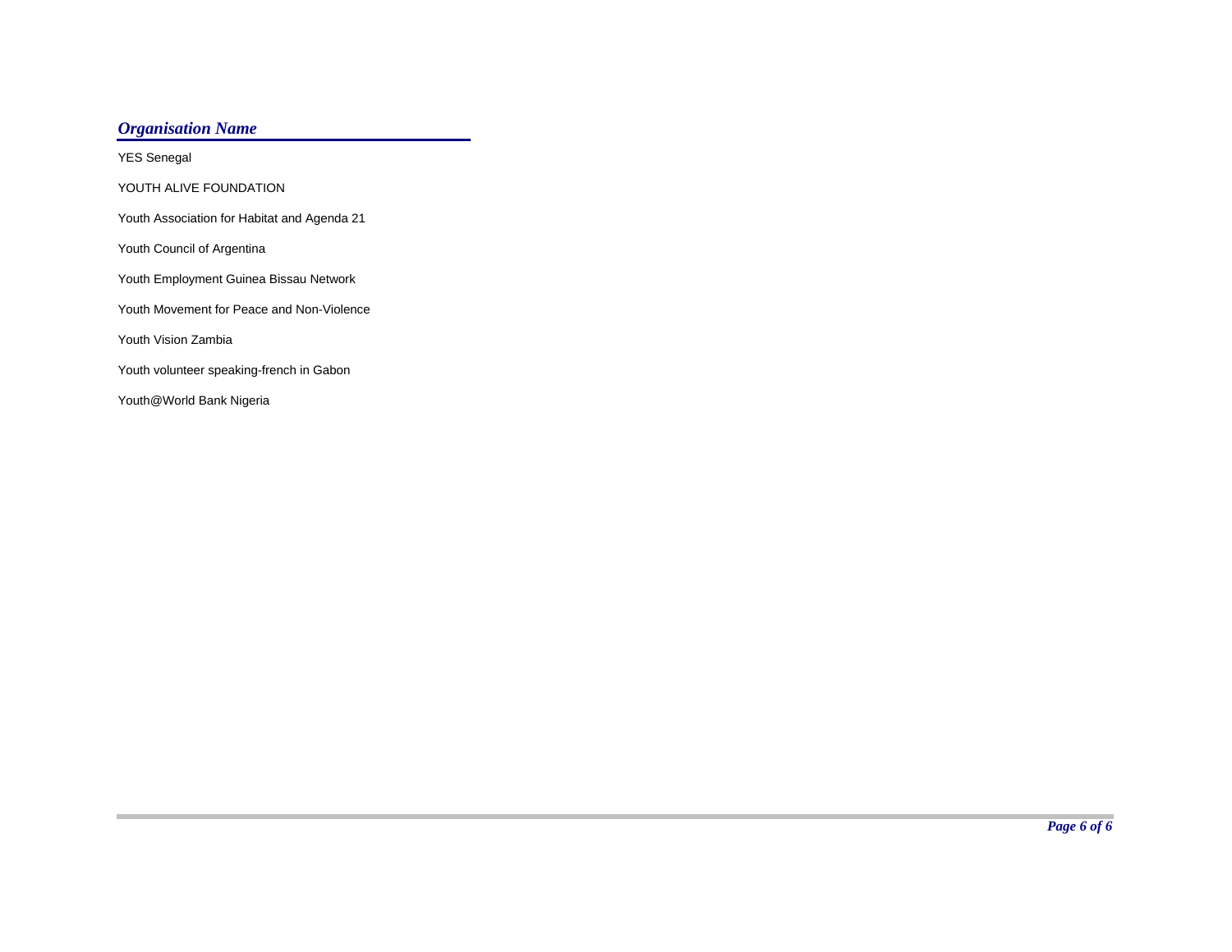## *Organisation Name*

YES Senegal

YOUTH ALIVE FOUNDATION

Youth Association for Habitat and Agenda 21

Youth Council of Argentina

Youth Employment Guinea Bissau Network

Youth Movement for Peace and Non-Violence

Youth Vision Zambia

Youth volunteer speaking-french in Gabon

Youth@World Bank Nigeria